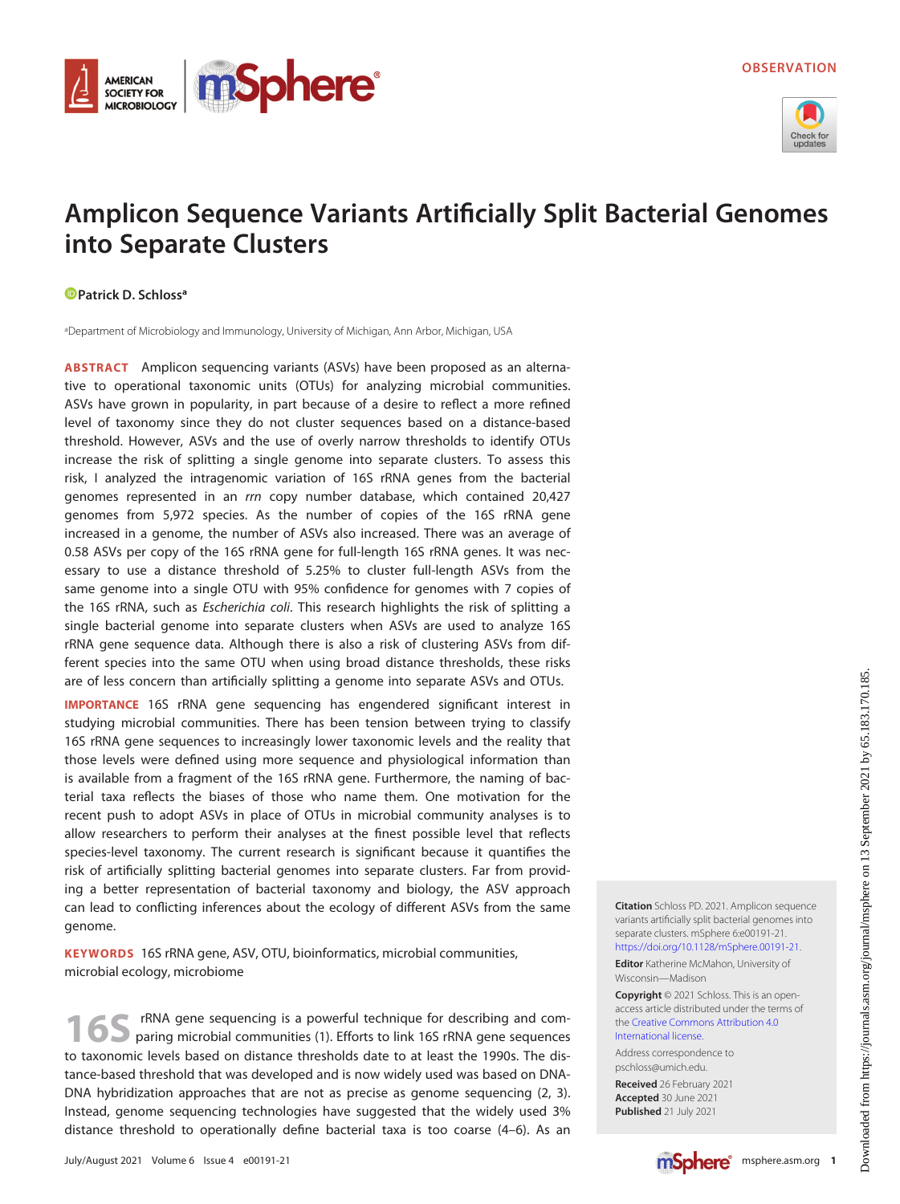OBSERVATION

# Amplicon Sequence Variants Artificially Split Bacterial Genomes into Separate Clusters

Patrick D. Schloss[a]

[a]Department of Microbiology and Immunology, University of Michigan, Ann Arbor, Michigan, USA

**ABSTRACT** Amplicon sequencing variants (ASVs) have been proposed as an alternative to operational taxonomic units (OTUs) for analyzing microbial communities. ASVs have grown in popularity, in part because of a desire to reflect a more refined level of taxonomy since they do not cluster sequences based on a distance-based threshold. However, ASVs and the use of overly narrow thresholds to identify OTUs increase the risk of splitting a single genome into separate clusters. To assess this risk, I analyzed the intragenomic variation of 16S rRNA genes from the bacterial genomes represented in an *rrn* copy number database, which contained 20,427 genomes from 5,972 species. As the number of copies of the 16S rRNA gene increased in a genome, the number of ASVs also increased. There was an average of 0.58 ASVs per copy of the 16S rRNA gene for full-length 16S rRNA genes. It was necessary to use a distance threshold of 5.25% to cluster full-length ASVs from the same genome into a single OTU with 95% confidence for genomes with 7 copies of the 16S rRNA, such as *Escherichia coli*. This research highlights the risk of splitting a single bacterial genome into separate clusters when ASVs are used to analyze 16S rRNA gene sequence data. Although there is also a risk of clustering ASVs from different species into the same OTU when using broad distance thresholds, these risks are of less concern than artificially splitting a genome into separate ASVs and OTUs.

**IMPORTANCE** 16S rRNA gene sequencing has engendered significant interest in studying microbial communities. There has been tension between trying to classify 16S rRNA gene sequences to increasingly lower taxonomic levels and the reality that those levels were defined using more sequence and physiological information than is available from a fragment of the 16S rRNA gene. Furthermore, the naming of bacterial taxa reflects the biases of those who name them. One motivation for the recent push to adopt ASVs in place of OTUs in microbial community analyses is to allow researchers to perform their analyses at the finest possible level that reflects species-level taxonomy. The current research is significant because it quantifies the risk of artificially splitting bacterial genomes into separate clusters. Far from providing a better representation of bacterial taxonomy and biology, the ASV approach can lead to conflicting inferences about the ecology of different ASVs from the same genome.

**KEYWORDS** 16S rRNA gene, ASV, OTU, bioinformatics, microbial communities, microbial ecology, microbiome

**16S** rRNA gene sequencing is a powerful technique for describing and comparing microbial communities (1). Efforts to link 16S rRNA gene sequences to taxonomic levels based on distance thresholds date to at least the 1990s. The distance-based threshold that was developed and is now widely used was based on DNA-DNA hybridization approaches that are not as precise as genome sequencing (2, 3). Instead, genome sequencing technologies have suggested that the widely used 3% distance threshold to operationally define bacterial taxa is too coarse (4–6). As an

**Citation** Schloss PD. 2021. Amplicon sequence variants artificially split bacterial genomes into separate clusters. mSphere 6:e00191-21. https://doi.org/10.1128/mSphere.00191-21.

**Editor** Katherine McMahon, University of Wisconsin—Madison

**Copyright** © 2021 Schloss. This is an open-access article distributed under the terms of the Creative Commons Attribution 4.0 International license.

Address correspondence to pschloss@umich.edu.

**Received** 26 February 2021
**Accepted** 30 June 2021
**Published** 21 July 2021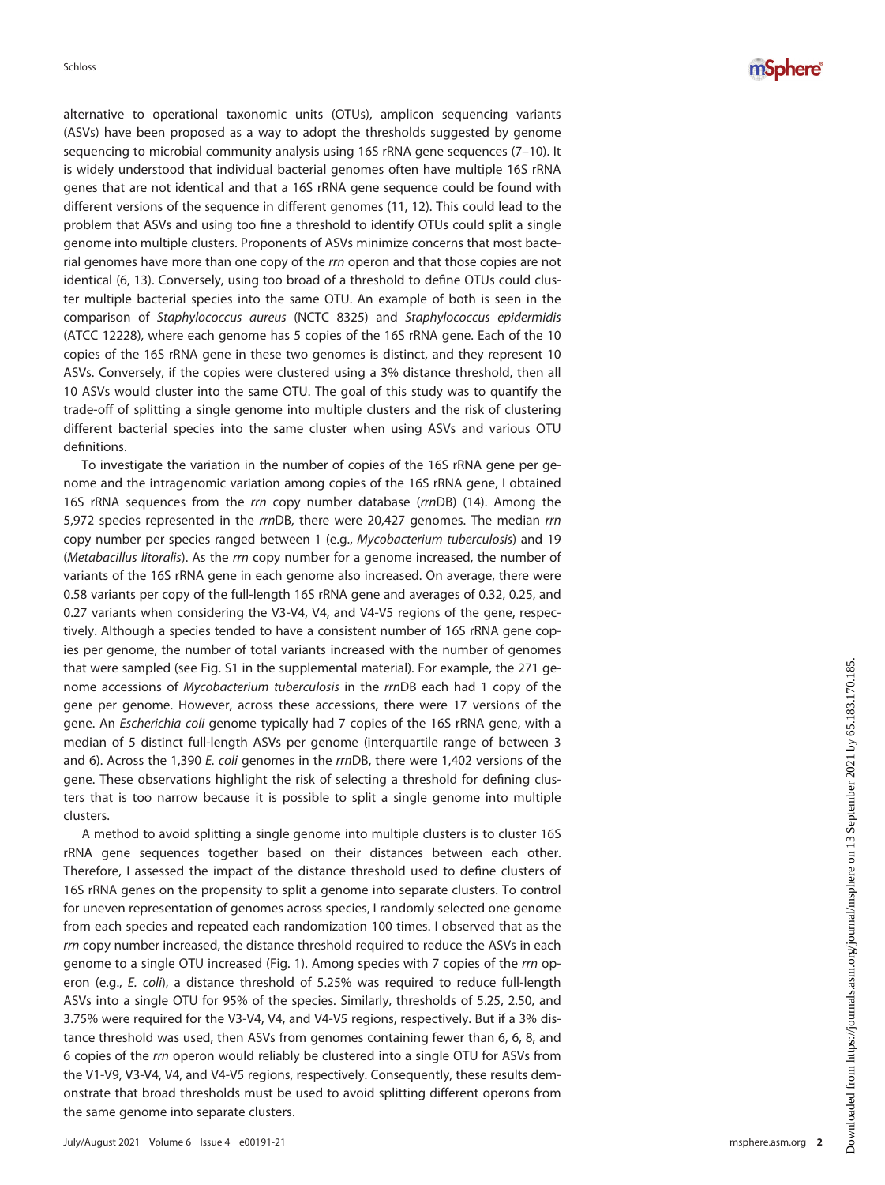alternative to operational taxonomic units (OTUs), amplicon sequencing variants (ASVs) have been proposed as a way to adopt the thresholds suggested by genome sequencing to microbial community analysis using 16S rRNA gene sequences (7–10). It is widely understood that individual bacterial genomes often have multiple 16S rRNA genes that are not identical and that a 16S rRNA gene sequence could be found with different versions of the sequence in different genomes (11, 12). This could lead to the problem that ASVs and using too fine a threshold to identify OTUs could split a single genome into multiple clusters. Proponents of ASVs minimize concerns that most bacterial genomes have more than one copy of the *rrn* operon and that those copies are not identical (6, 13). Conversely, using too broad of a threshold to define OTUs could cluster multiple bacterial species into the same OTU. An example of both is seen in the comparison of *Staphylococcus aureus* (NCTC 8325) and *Staphylococcus epidermidis* (ATCC 12228), where each genome has 5 copies of the 16S rRNA gene. Each of the 10 copies of the 16S rRNA gene in these two genomes is distinct, and they represent 10 ASVs. Conversely, if the copies were clustered using a 3% distance threshold, then all 10 ASVs would cluster into the same OTU. The goal of this study was to quantify the trade-off of splitting a single genome into multiple clusters and the risk of clustering different bacterial species into the same cluster when using ASVs and various OTU definitions.

To investigate the variation in the number of copies of the 16S rRNA gene per genome and the intragenomic variation among copies of the 16S rRNA gene, I obtained 16S rRNA sequences from the *rrn* copy number database (*rrn*DB) (14). Among the 5,972 species represented in the *rrn*DB, there were 20,427 genomes. The median *rrn* copy number per species ranged between 1 (e.g., *Mycobacterium tuberculosis*) and 19 (*Metabacillus litoralis*). As the *rrn* copy number for a genome increased, the number of variants of the 16S rRNA gene in each genome also increased. On average, there were 0.58 variants per copy of the full-length 16S rRNA gene and averages of 0.32, 0.25, and 0.27 variants when considering the V3-V4, V4, and V4-V5 regions of the gene, respectively. Although a species tended to have a consistent number of 16S rRNA gene copies per genome, the number of total variants increased with the number of genomes that were sampled (see Fig. S1 in the supplemental material). For example, the 271 genome accessions of *Mycobacterium tuberculosis* in the *rrn*DB each had 1 copy of the gene per genome. However, across these accessions, there were 17 versions of the gene. An *Escherichia coli* genome typically had 7 copies of the 16S rRNA gene, with a median of 5 distinct full-length ASVs per genome (interquartile range of between 3 and 6). Across the 1,390 *E. coli* genomes in the *rrn*DB, there were 1,402 versions of the gene. These observations highlight the risk of selecting a threshold for defining clusters that is too narrow because it is possible to split a single genome into multiple clusters.

A method to avoid splitting a single genome into multiple clusters is to cluster 16S rRNA gene sequences together based on their distances between each other. Therefore, I assessed the impact of the distance threshold used to define clusters of 16S rRNA genes on the propensity to split a genome into separate clusters. To control for uneven representation of genomes across species, I randomly selected one genome from each species and repeated each randomization 100 times. I observed that as the *rrn* copy number increased, the distance threshold required to reduce the ASVs in each genome to a single OTU increased (Fig. 1). Among species with 7 copies of the *rrn* operon (e.g., *E. coli*), a distance threshold of 5.25% was required to reduce full-length ASVs into a single OTU for 95% of the species. Similarly, thresholds of 5.25, 2.50, and 3.75% were required for the V3-V4, V4, and V4-V5 regions, respectively. But if a 3% distance threshold was used, then ASVs from genomes containing fewer than 6, 6, 8, and 6 copies of the *rrn* operon would reliably be clustered into a single OTU for ASVs from the V1-V9, V3-V4, V4, and V4-V5 regions, respectively. Consequently, these results demonstrate that broad thresholds must be used to avoid splitting different operons from the same genome into separate clusters.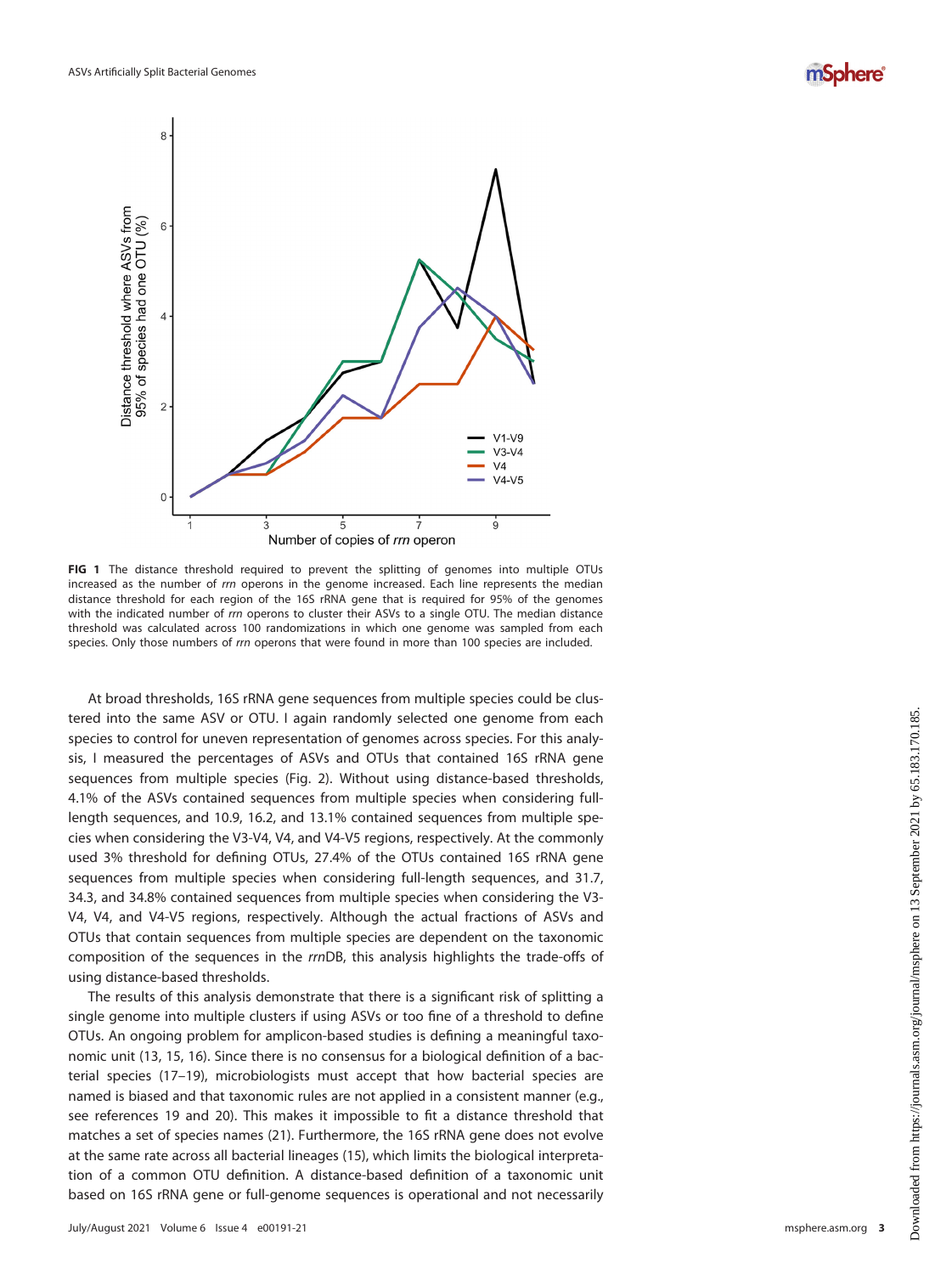**FIG 1** The distance threshold required to prevent the splitting of genomes into multiple OTUs increased as the number of *rrn* operons in the genome increased. Each line represents the median distance threshold for each region of the 16S rRNA gene that is required for 95% of the genomes with the indicated number of *rrn* operons to cluster their ASVs to a single OTU. The median distance threshold was calculated across 100 randomizations in which one genome was sampled from each species. Only those numbers of *rrn* operons that were found in more than 100 species are included.

At broad thresholds, 16S rRNA gene sequences from multiple species could be clustered into the same ASV or OTU. I again randomly selected one genome from each species to control for uneven representation of genomes across species. For this analysis, I measured the percentages of ASVs and OTUs that contained 16S rRNA gene sequences from multiple species (Fig. 2). Without using distance-based thresholds, 4.1% of the ASVs contained sequences from multiple species when considering full-length sequences, and 10.9, 16.2, and 13.1% contained sequences from multiple species when considering the V3-V4, V4, and V4-V5 regions, respectively. At the commonly used 3% threshold for defining OTUs, 27.4% of the OTUs contained 16S rRNA gene sequences from multiple species when considering full-length sequences, and 31.7, 34.3, and 34.8% contained sequences from multiple species when considering the V3-V4, V4, and V4-V5 regions, respectively. Although the actual fractions of ASVs and OTUs that contain sequences from multiple species are dependent on the taxonomic composition of the sequences in the *rrn*DB, this analysis highlights the trade-offs of using distance-based thresholds.

The results of this analysis demonstrate that there is a significant risk of splitting a single genome into multiple clusters if using ASVs or too fine of a threshold to define OTUs. An ongoing problem for amplicon-based studies is defining a meaningful taxonomic unit (13, 15, 16). Since there is no consensus for a biological definition of a bacterial species (17–19), microbiologists must accept that how bacterial species are named is biased and that taxonomic rules are not applied in a consistent manner (e.g., see references 19 and 20). This makes it impossible to fit a distance threshold that matches a set of species names (21). Furthermore, the 16S rRNA gene does not evolve at the same rate across all bacterial lineages (15), which limits the biological interpretation of a common OTU definition. A distance-based definition of a taxonomic unit based on 16S rRNA gene or full-genome sequences is operational and not necessarily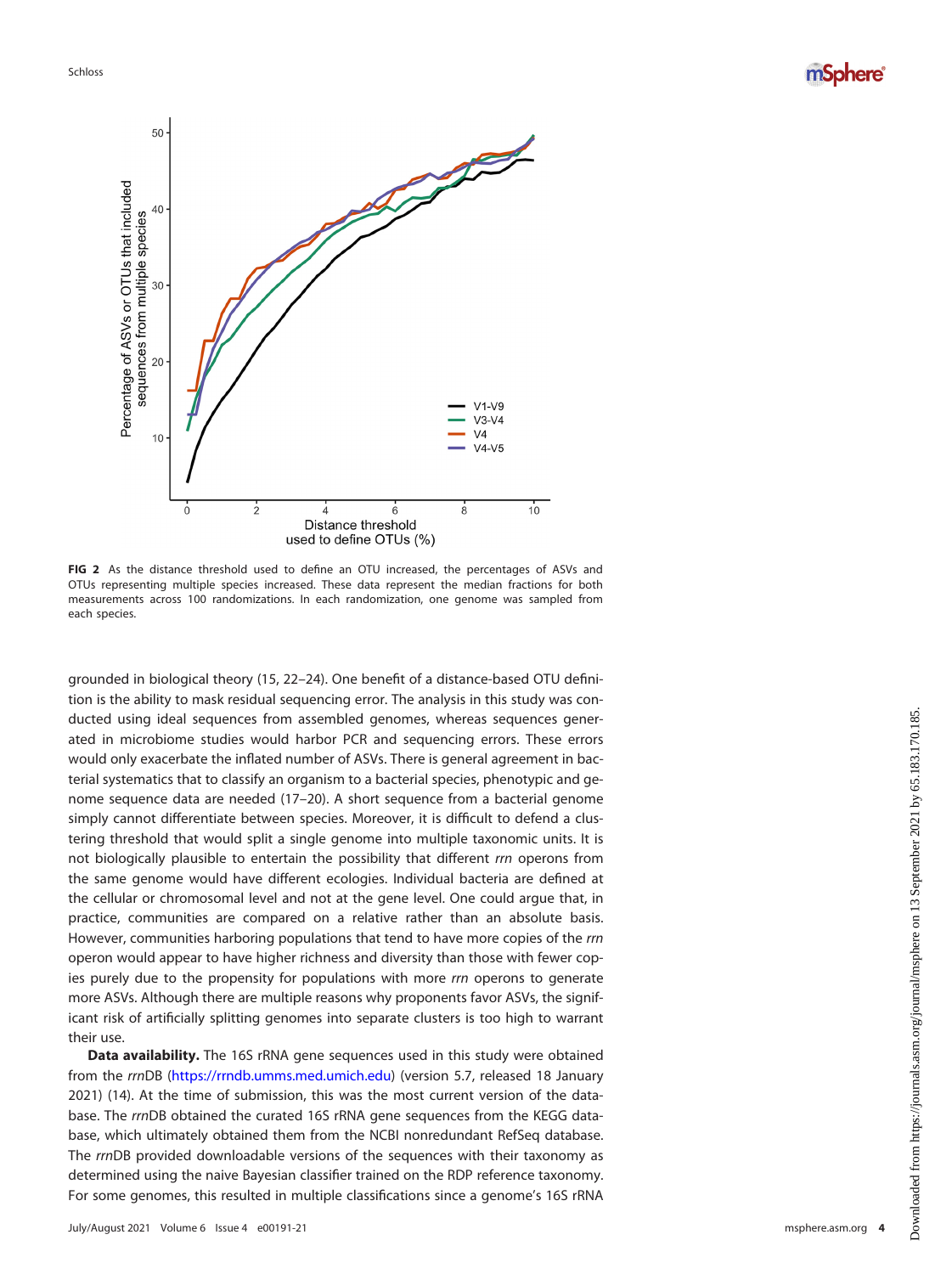**FIG 2** As the distance threshold used to define an OTU increased, the percentages of ASVs and OTUs representing multiple species increased. These data represent the median fractions for both measurements across 100 randomizations. In each randomization, one genome was sampled from each species.

grounded in biological theory (15, 22–24). One benefit of a distance-based OTU definition is the ability to mask residual sequencing error. The analysis in this study was conducted using ideal sequences from assembled genomes, whereas sequences generated in microbiome studies would harbor PCR and sequencing errors. These errors would only exacerbate the inflated number of ASVs. There is general agreement in bacterial systematics that to classify an organism to a bacterial species, phenotypic and genome sequence data are needed (17–20). A short sequence from a bacterial genome simply cannot differentiate between species. Moreover, it is difficult to defend a clustering threshold that would split a single genome into multiple taxonomic units. It is not biologically plausible to entertain the possibility that different *rrn* operons from the same genome would have different ecologies. Individual bacteria are defined at the cellular or chromosomal level and not at the gene level. One could argue that, in practice, communities are compared on a relative rather than an absolute basis. However, communities harboring populations that tend to have more copies of the *rrn* operon would appear to have higher richness and diversity than those with fewer copies purely due to the propensity for populations with more *rrn* operons to generate more ASVs. Although there are multiple reasons why proponents favor ASVs, the significant risk of artificially splitting genomes into separate clusters is too high to warrant their use.

**Data availability.** The 16S rRNA gene sequences used in this study were obtained from the *rrn*DB (https://rrndb.umms.med.umich.edu) (version 5.7, released 18 January 2021) (14). At the time of submission, this was the most current version of the database. The *rrn*DB obtained the curated 16S rRNA gene sequences from the KEGG database, which ultimately obtained them from the NCBI nonredundant RefSeq database. The *rrn*DB provided downloadable versions of the sequences with their taxonomy as determined using the naive Bayesian classifier trained on the RDP reference taxonomy. For some genomes, this resulted in multiple classifications since a genome's 16S rRNA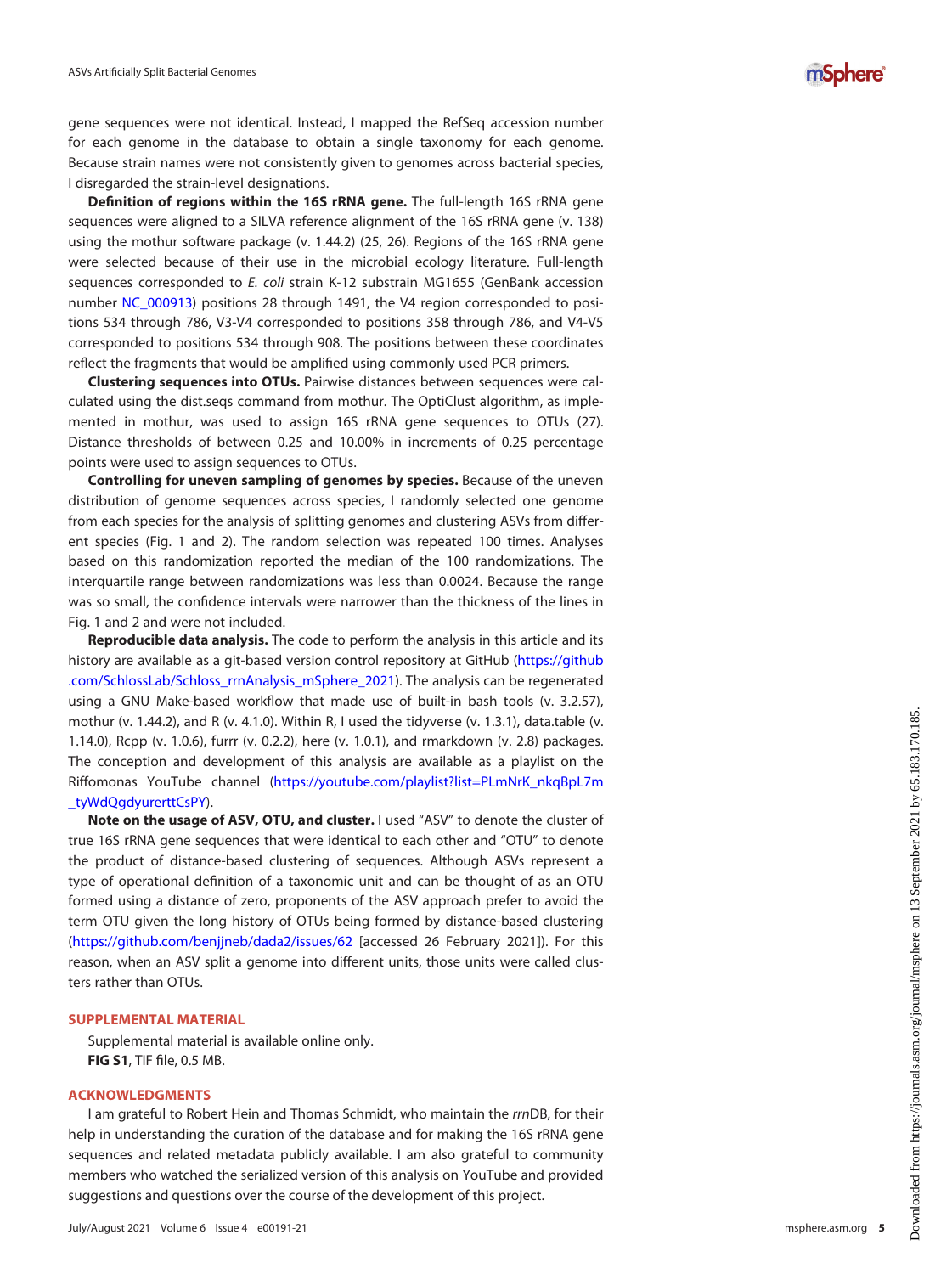gene sequences were not identical. Instead, I mapped the RefSeq accession number for each genome in the database to obtain a single taxonomy for each genome. Because strain names were not consistently given to genomes across bacterial species, I disregarded the strain-level designations.

**Definition of regions within the 16S rRNA gene.** The full-length 16S rRNA gene sequences were aligned to a SILVA reference alignment of the 16S rRNA gene (v. 138) using the mothur software package (v. 1.44.2) (25, 26). Regions of the 16S rRNA gene were selected because of their use in the microbial ecology literature. Full-length sequences corresponded to *E. coli* strain K-12 substrain MG1655 (GenBank accession number NC_000913) positions 28 through 1491, the V4 region corresponded to positions 534 through 786, V3-V4 corresponded to positions 358 through 786, and V4-V5 corresponded to positions 534 through 908. The positions between these coordinates reflect the fragments that would be amplified using commonly used PCR primers.

**Clustering sequences into OTUs.** Pairwise distances between sequences were calculated using the dist.seqs command from mothur. The OptiClust algorithm, as implemented in mothur, was used to assign 16S rRNA gene sequences to OTUs (27). Distance thresholds of between 0.25 and 10.00% in increments of 0.25 percentage points were used to assign sequences to OTUs.

**Controlling for uneven sampling of genomes by species.** Because of the uneven distribution of genome sequences across species, I randomly selected one genome from each species for the analysis of splitting genomes and clustering ASVs from different species (Fig. 1 and 2). The random selection was repeated 100 times. Analyses based on this randomization reported the median of the 100 randomizations. The interquartile range between randomizations was less than 0.0024. Because the range was so small, the confidence intervals were narrower than the thickness of the lines in Fig. 1 and 2 and were not included.

**Reproducible data analysis.** The code to perform the analysis in this article and its history are available as a git-based version control repository at GitHub (https://github.com/SchlossLab/Schloss_rrnAnalysis_mSphere_2021). The analysis can be regenerated using a GNU Make-based workflow that made use of built-in bash tools (v. 3.2.57), mothur (v. 1.44.2), and R (v. 4.1.0). Within R, I used the tidyverse (v. 1.3.1), data.table (v. 1.14.0), Rcpp (v. 1.0.6), furrr (v. 0.2.2), here (v. 1.0.1), and rmarkdown (v. 2.8) packages. The conception and development of this analysis are available as a playlist on the Riffomonas YouTube channel (https://youtube.com/playlist?list=PLmNrK_nkqBpL7m_tyWdQgdyurerttCsPY).

**Note on the usage of ASV, OTU, and cluster.** I used "ASV" to denote the cluster of true 16S rRNA gene sequences that were identical to each other and "OTU" to denote the product of distance-based clustering of sequences. Although ASVs represent a type of operational definition of a taxonomic unit and can be thought of as an OTU formed using a distance of zero, proponents of the ASV approach prefer to avoid the term OTU given the long history of OTUs being formed by distance-based clustering (https://github.com/benjjneb/dada2/issues/62 [accessed 26 February 2021]). For this reason, when an ASV split a genome into different units, those units were called clusters rather than OTUs.

## SUPPLEMENTAL MATERIAL

Supplemental material is available online only.

**FIG S1**, TIF file, 0.5 MB.

## ACKNOWLEDGMENTS

I am grateful to Robert Hein and Thomas Schmidt, who maintain the *rrn*DB, for their help in understanding the curation of the database and for making the 16S rRNA gene sequences and related metadata publicly available. I am also grateful to community members who watched the serialized version of this analysis on YouTube and provided suggestions and questions over the course of the development of this project.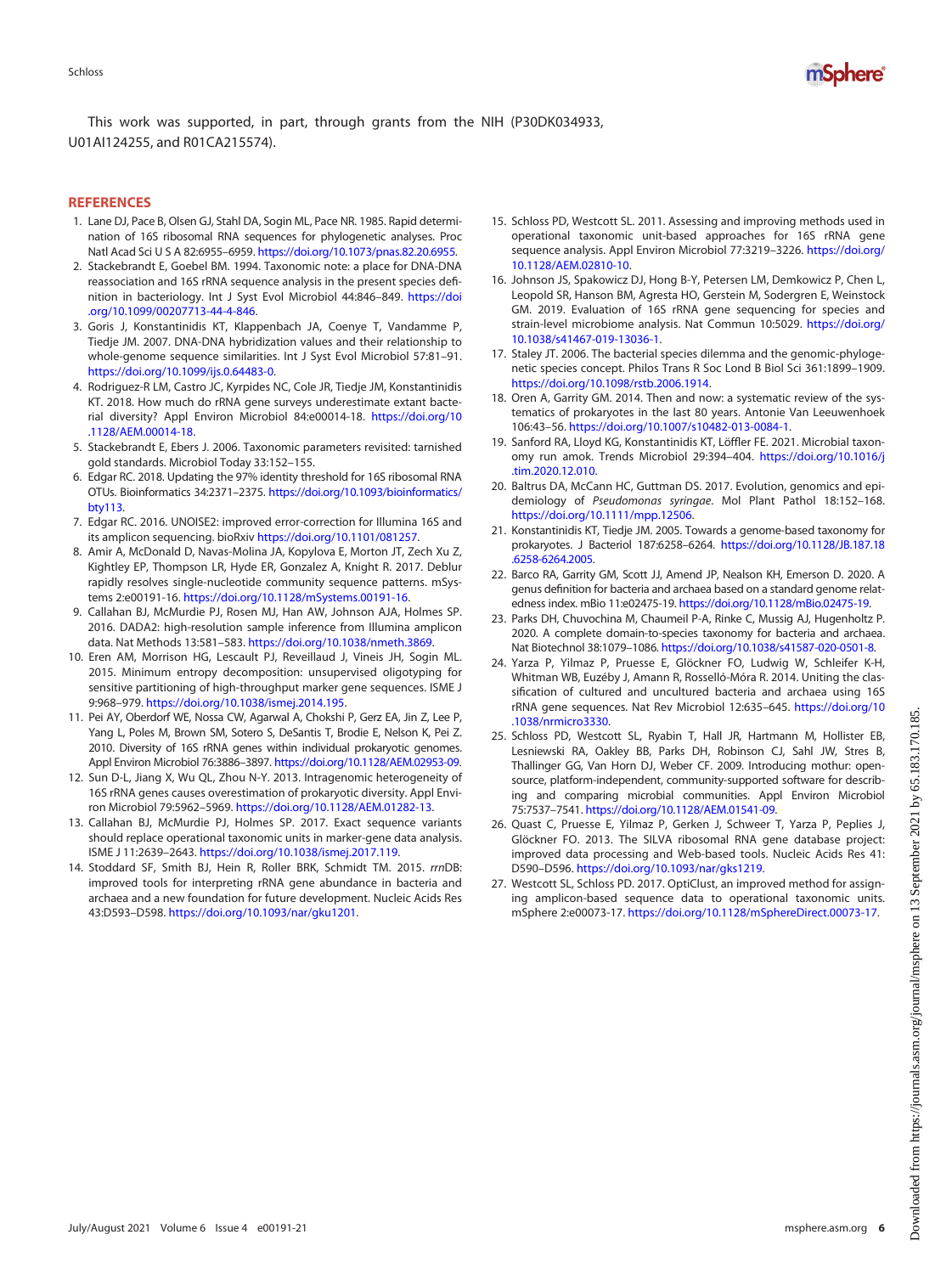This work was supported, in part, through grants from the NIH (P30DK034933, U01AI124255, and R01CA215574).

## REFERENCES

1. Lane DJ, Pace B, Olsen GJ, Stahl DA, Sogin ML, Pace NR. 1985. Rapid determination of 16S ribosomal RNA sequences for phylogenetic analyses. Proc Natl Acad Sci U S A 82:6955–6959. https://doi.org/10.1073/pnas.82.20.6955.
2. Stackebrandt E, Goebel BM. 1994. Taxonomic note: a place for DNA-DNA reassociation and 16S rRNA sequence analysis in the present species definition in bacteriology. Int J Syst Evol Microbiol 44:846–849. https://doi.org/10.1099/00207713-44-4-846.
3. Goris J, Konstantinidis KT, Klappenbach JA, Coenye T, Vandamme P, Tiedje JM. 2007. DNA-DNA hybridization values and their relationship to whole-genome sequence similarities. Int J Syst Evol Microbiol 57:81–91. https://doi.org/10.1099/ijs.0.64483-0.
4. Rodriguez-R LM, Castro JC, Kyrpides NC, Cole JR, Tiedje JM, Konstantinidis KT. 2018. How much do rRNA gene surveys underestimate extant bacterial diversity? Appl Environ Microbiol 84:e00014-18. https://doi.org/10.1128/AEM.00014-18.
5. Stackebrandt E, Ebers J. 2006. Taxonomic parameters revisited: tarnished gold standards. Microbiol Today 33:152–155.
6. Edgar RC. 2018. Updating the 97% identity threshold for 16S ribosomal RNA OTUs. Bioinformatics 34:2371–2375. https://doi.org/10.1093/bioinformatics/bty113.
7. Edgar RC. 2016. UNOISE2: improved error-correction for Illumina 16S and its amplicon sequencing. bioRxiv https://doi.org/10.1101/081257.
8. Amir A, McDonald D, Navas-Molina JA, Kopylova E, Morton JT, Zech Xu Z, Kightley EP, Thompson LR, Hyde ER, Gonzalez A, Knight R. 2017. Deblur rapidly resolves single-nucleotide community sequence patterns. mSystems 2:e00191-16. https://doi.org/10.1128/mSystems.00191-16.
9. Callahan BJ, McMurdie PJ, Rosen MJ, Han AW, Johnson AJA, Holmes SP. 2016. DADA2: high-resolution sample inference from Illumina amplicon data. Nat Methods 13:581–583. https://doi.org/10.1038/nmeth.3869.
10. Eren AM, Morrison HG, Lescault PJ, Reveillaud J, Vineis JH, Sogin ML. 2015. Minimum entropy decomposition: unsupervised oligotyping for sensitive partitioning of high-throughput marker gene sequences. ISME J 9:968–979. https://doi.org/10.1038/ismej.2014.195.
11. Pei AY, Oberdorf WE, Nossa CW, Agarwal A, Chokshi P, Gerz EA, Jin Z, Lee P, Yang L, Poles M, Brown SM, Sotero S, DeSantis T, Brodie E, Nelson K, Pei Z. 2010. Diversity of 16S rRNA genes within individual prokaryotic genomes. Appl Environ Microbiol 76:3886–3897. https://doi.org/10.1128/AEM.02953-09.
12. Sun D-L, Jiang X, Wu QL, Zhou N-Y. 2013. Intragenomic heterogeneity of 16S rRNA genes causes overestimation of prokaryotic diversity. Appl Environ Microbiol 79:5962–5969. https://doi.org/10.1128/AEM.01282-13.
13. Callahan BJ, McMurdie PJ, Holmes SP. 2017. Exact sequence variants should replace operational taxonomic units in marker-gene data analysis. ISME J 11:2639–2643. https://doi.org/10.1038/ismej.2017.119.
14. Stoddard SF, Smith BJ, Hein R, Roller BRK, Schmidt TM. 2015. *rrn*DB: improved tools for interpreting rRNA gene abundance in bacteria and archaea and a new foundation for future development. Nucleic Acids Res 43:D593–D598. https://doi.org/10.1093/nar/gku1201.
15. Schloss PD, Westcott SL. 2011. Assessing and improving methods used in operational taxonomic unit-based approaches for 16S rRNA gene sequence analysis. Appl Environ Microbiol 77:3219–3226. https://doi.org/10.1128/AEM.02810-10.
16. Johnson JS, Spakowicz DJ, Hong B-Y, Petersen LM, Demkowicz P, Chen L, Leopold SR, Hanson BM, Agresta HO, Gerstein M, Sodergren E, Weinstock GM. 2019. Evaluation of 16S rRNA gene sequencing for species and strain-level microbiome analysis. Nat Commun 10:5029. https://doi.org/10.1038/s41467-019-13036-1.
17. Staley JT. 2006. The bacterial species dilemma and the genomic-phylogenetic species concept. Philos Trans R Soc Lond B Biol Sci 361:1899–1909. https://doi.org/10.1098/rstb.2006.1914.
18. Oren A, Garrity GM. 2014. Then and now: a systematic review of the systematics of prokaryotes in the last 80 years. Antonie Van Leeuwenhoek 106:43–56. https://doi.org/10.1007/s10482-013-0084-1.
19. Sanford RA, Lloyd KG, Konstantinidis KT, Löffler FE. 2021. Microbial taxonomy run amok. Trends Microbiol 29:394–404. https://doi.org/10.1016/j.tim.2020.12.010.
20. Baltrus DA, McCann HC, Guttman DS. 2017. Evolution, genomics and epidemiology of *Pseudomonas syringae*. Mol Plant Pathol 18:152–168. https://doi.org/10.1111/mpp.12506.
21. Konstantinidis KT, Tiedje JM. 2005. Towards a genome-based taxonomy for prokaryotes. J Bacteriol 187:6258–6264. https://doi.org/10.1128/JB.187.18.6258-6264.2005.
22. Barco RA, Garrity GM, Scott JJ, Amend JP, Nealson KH, Emerson D. 2020. A genus definition for bacteria and archaea based on a standard genome relatedness index. mBio 11:e02475-19. https://doi.org/10.1128/mBio.02475-19.
23. Parks DH, Chuvochina M, Chaumeil P-A, Rinke C, Mussig AJ, Hugenholtz P. 2020. A complete domain-to-species taxonomy for bacteria and archaea. Nat Biotechnol 38:1079–1086. https://doi.org/10.1038/s41587-020-0501-8.
24. Yarza P, Yilmaz P, Pruesse E, Glöckner FO, Ludwig W, Schleifer K-H, Whitman WB, Euzéby J, Amann R, Rosselló-Móra R. 2014. Uniting the classification of cultured and uncultured bacteria and archaea using 16S rRNA gene sequences. Nat Rev Microbiol 12:635–645. https://doi.org/10.1038/nrmicro3330.
25. Schloss PD, Westcott SL, Ryabin T, Hall JR, Hartmann M, Hollister EB, Lesniewski RA, Oakley BB, Parks DH, Robinson CJ, Sahl JW, Stres B, Thallinger GG, Van Horn DJ, Weber CF. 2009. Introducing mothur: open-source, platform-independent, community-supported software for describing and comparing microbial communities. Appl Environ Microbiol 75:7537–7541. https://doi.org/10.1128/AEM.01541-09.
26. Quast C, Pruesse E, Yilmaz P, Gerken J, Schweer T, Yarza P, Peplies J, Glöckner FO. 2013. The SILVA ribosomal RNA gene database project: improved data processing and Web-based tools. Nucleic Acids Res 41:D590–D596. https://doi.org/10.1093/nar/gks1219.
27. Westcott SL, Schloss PD. 2017. OptiClust, an improved method for assigning amplicon-based sequence data to operational taxonomic units. mSphere 2:e00073-17. https://doi.org/10.1128/mSphereDirect.00073-17.